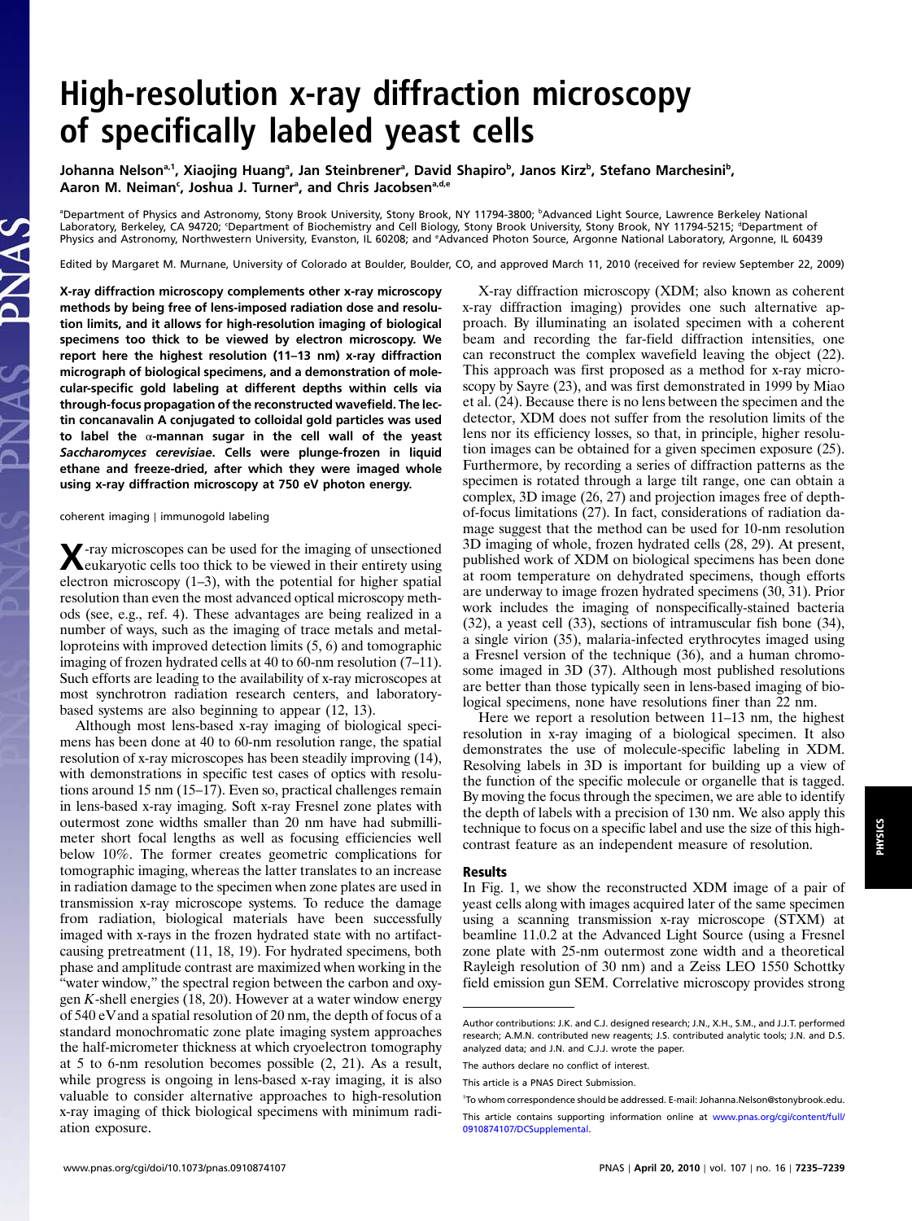# High-resolution x-ray diffraction microscopy of specifically labeled yeast cells

**Johanna Nelson[a,1], Xiaojing Huang[a], Jan Steinbrener[a], David Shapiro[b], Janos Kirz[b], Stefano Marchesini[b], Aaron M. Neiman[c], Joshua J. Turner[a], and Chris Jacobsen[a,d,e]**

[a]Department of Physics and Astronomy, Stony Brook University, Stony Brook, NY 11794-3800; [b]Advanced Light Source, Lawrence Berkeley National Laboratory, Berkeley, CA 94720; [c]Department of Biochemistry and Cell Biology, Stony Brook University, Stony Brook, NY 11794-5215; [d]Department of Physics and Astronomy, Northwestern University, Evanston, IL 60208; and [e]Advanced Photon Source, Argonne National Laboratory, Argonne, IL 60439

Edited by Margaret M. Murnane, University of Colorado at Boulder, Boulder, CO, and approved March 11, 2010 (received for review September 22, 2009)

**X-ray diffraction microscopy complements other x-ray microscopy methods by being free of lens-imposed radiation dose and resolution limits, and it allows for high-resolution imaging of biological specimens too thick to be viewed by electron microscopy. We report here the highest resolution (11–13 nm) x-ray diffraction micrograph of biological specimens, and a demonstration of molecular-specific gold labeling at different depths within cells via through-focus propagation of the reconstructed wavefield. The lectin concanavalin A conjugated to colloidal gold particles was used to label the α-mannan sugar in the cell wall of the yeast *Saccharomyces cerevisiae*. Cells were plunge-frozen in liquid ethane and freeze-dried, after which they were imaged whole using x-ray diffraction microscopy at 750 eV photon energy.**

coherent imaging | immunogold labeling

X-ray microscopes can be used for the imaging of unsectioned eukaryotic cells too thick to be viewed in their entirety using electron microscopy (1–3), with the potential for higher spatial resolution than even the most advanced optical microscopy methods (see, e.g., ref. 4). These advantages are being realized in a number of ways, such as the imaging of trace metals and metalloproteins with improved detection limits (5, 6) and tomographic imaging of frozen hydrated cells at 40 to 60-nm resolution (7–11). Such efforts are leading to the availability of x-ray microscopes at most synchrotron radiation research centers, and laboratory-based systems are also beginning to appear (12, 13).

Although most lens-based x-ray imaging of biological specimens has been done at 40 to 60-nm resolution range, the spatial resolution of x-ray microscopes has been steadily improving (14), with demonstrations in specific test cases of optics with resolutions around 15 nm (15–17). Even so, practical challenges remain in lens-based x-ray imaging. Soft x-ray Fresnel zone plates with outermost zone widths smaller than 20 nm have had submillimeter short focal lengths as well as focusing efficiencies well below 10%. The former creates geometric complications for tomographic imaging, whereas the latter translates to an increase in radiation damage to the specimen when zone plates are used in transmission x-ray microscope systems. To reduce the damage from radiation, biological materials have been successfully imaged with x-rays in the frozen hydrated state with no artifact-causing pretreatment (11, 18, 19). For hydrated specimens, both phase and amplitude contrast are maximized when working in the "water window," the spectral region between the carbon and oxygen *K*-shell energies (18, 20). However at a water window energy of 540 eV and a spatial resolution of 20 nm, the depth of focus of a standard monochromatic zone plate imaging system approaches the half-micrometer thickness at which cryoelectron tomography at 5 to 6-nm resolution becomes possible (2, 21). As a result, while progress is ongoing in lens-based x-ray imaging, it is also valuable to consider alternative approaches to high-resolution x-ray imaging of thick biological specimens with minimum radiation exposure.

X-ray diffraction microscopy (XDM; also known as coherent x-ray diffraction imaging) provides one such alternative approach. By illuminating an isolated specimen with a coherent beam and recording the far-field diffraction intensities, one can reconstruct the complex wavefield leaving the object (22). This approach was first proposed as a method for x-ray microscopy by Sayre (23), and was first demonstrated in 1999 by Miao et al. (24). Because there is no lens between the specimen and the detector, XDM does not suffer from the resolution limits of the lens nor its efficiency losses, so that, in principle, higher resolution images can be obtained for a given specimen exposure (25). Furthermore, by recording a series of diffraction patterns as the specimen is rotated through a large tilt range, one can obtain a complex, 3D image (26, 27) and projection images free of depth-of-focus limitations (27). In fact, considerations of radiation damage suggest that the method can be used for 10-nm resolution 3D imaging of whole, frozen hydrated cells (28, 29). At present, published work of XDM on biological specimens has been done at room temperature on dehydrated specimens, though efforts are underway to image frozen hydrated specimens (30, 31). Prior work includes the imaging of nonspecifically-stained bacteria (32), a yeast cell (33), sections of intramuscular fish bone (34), a single virion (35), malaria-infected erythrocytes imaged using a Fresnel version of the technique (36), and a human chromosome imaged in 3D (37). Although most published resolutions are better than those typically seen in lens-based imaging of biological specimens, none have resolutions finer than 22 nm.

Here we report a resolution between 11–13 nm, the highest resolution in x-ray imaging of a biological specimen. It also demonstrates the use of molecule-specific labeling in XDM. Resolving labels in 3D is important for building up a view of the function of the specific molecule or organelle that is tagged. By moving the focus through the specimen, we are able to identify the depth of labels with a precision of 130 nm. We also apply this technique to focus on a specific label and use the size of this high-contrast feature as an independent measure of resolution.

## Results

In Fig. 1, we show the reconstructed XDM image of a pair of yeast cells along with images acquired later of the same specimen using a scanning transmission x-ray microscope (STXM) at beamline 11.0.2 at the Advanced Light Source (using a Fresnel zone plate with 25-nm outermost zone width and a theoretical Rayleigh resolution of 30 nm) and a Zeiss LEO 1550 Schottky field emission gun SEM. Correlative microscopy provides strong

---

Author contributions: J.K. and C.J. designed research; J.N., X.H., S.M., and J.J.T. performed research; A.M.N. contributed new reagents; J.S. contributed analytic tools; J.N. and D.S. analyzed data; and J.N. and C.J.J. wrote the paper.

The authors declare no conflict of interest.

This article is a PNAS Direct Submission.

[1]To whom correspondence should be addressed. E-mail: Johanna.Nelson@stonybrook.edu.

This article contains supporting information online at www.pnas.org/cgi/content/full/0910874107/DCSupplemental.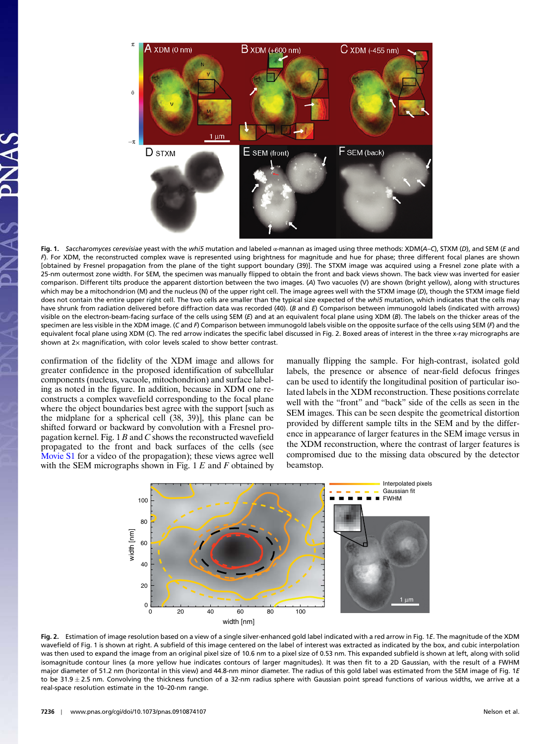π

0

−π

A XDM (0 nm)

N

V

V

M

1 µm

B XDM (+600 nm)

C XDM (-455 nm)

D STXM

E SEM (front)

F SEM (back)

**Fig. 1.** *Saccharomyces cerevisiae* yeast with the *whi5* mutation and labeled α-mannan as imaged using three methods: XDM(*A–C*), STXM (*D*), and SEM (*E* and *F*). For XDM, the reconstructed complex wave is represented using brightness for magnitude and hue for phase; three different focal planes are shown [obtained by Fresnel propagation from the plane of the tight support boundary (39)]. The STXM image was acquired using a Fresnel zone plate with a 25-nm outermost zone width. For SEM, the specimen was manually flipped to obtain the front and back views shown. The back view was inverted for easier comparison. Different tilts produce the apparent distortion between the two images. (*A*) Two vacuoles (V) are shown (bright yellow), along with structures which may be a mitochondrion (M) and the nucleus (N) of the upper right cell. The image agrees well with the STXM image (*D*), though the STXM image field does not contain the entire upper right cell. The two cells are smaller than the typical size expected of the *whi5* mutation, which indicates that the cells may have shrunk from radiation delivered before diffraction data was recorded (40). (*B* and *E*) Comparison between immunogold labels (indicated with arrows) visible on the electron-beam-facing surface of the cells using SEM (*E*) and at an equivalent focal plane using XDM (*B*). The labels on the thicker areas of the specimen are less visible in the XDM image. (*C* and *F*) Comparison between immunogold labels visible on the opposite surface of the cells using SEM (*F*) and the equivalent focal plane using XDM (*C*). The red arrow indicates the specific label discussed in Fig. 2. Boxed areas of interest in the three x-ray micrographs are shown at 2× magnification, with color levels scaled to show better contrast.

confirmation of the fidelity of the XDM image and allows for greater confidence in the proposed identification of subcellular components (nucleus, vacuole, mitochondrion) and surface labeling as noted in the figure. In addition, because in XDM one reconstructs a complex wavefield corresponding to the focal plane where the object boundaries best agree with the support [such as the midplane for a spherical cell (38, 39)], this plane can be shifted forward or backward by convolution with a Fresnel propagation kernel. Fig. 1 *B* and *C* shows the reconstructed wavefield propagated to the front and back surfaces of the cells (see Movie S1 for a video of the propagation); these views agree well with the SEM micrographs shown in Fig. 1 *E* and *F* obtained by manually flipping the sample. For high-contrast, isolated gold labels, the presence or absence of near-field defocus fringes can be used to identify the longitudinal position of particular isolated labels in the XDM reconstruction. These positions correlate well with the "front" and "back" side of the cells as seen in the SEM images. This can be seen despite the geometrical distortion provided by different sample tilts in the SEM and by the difference in appearance of larger features in the SEM image versus in the XDM reconstruction, where the contrast of larger features is compromised due to the missing data obscured by the detector beamstop.

Interpolated pixels
Gaussian fit
FWHM

width [nm]

100
80
60
40
20
0

0 20 40 60 80 100

width [nm]

1 µm

**Fig. 2.** Estimation of image resolution based on a view of a single silver-enhanced gold label indicated with a red arrow in Fig. 1*E*. The magnitude of the XDM wavefield of Fig. 1 is shown at right. A subfield of this image centered on the label of interest was extracted as indicated by the box, and cubic interpolation was then used to expand the image from an original pixel size of 10.6 nm to a pixel size of 0.53 nm. This expanded subfield is shown at left, along with solid isomagnitude contour lines (a more yellow hue indicates contours of larger magnitudes). It was then fit to a 2D Gaussian, with the result of a FWHM major diameter of 51.2 nm (horizontal in this view) and 44.8-nm minor diameter. The radius of this gold label was estimated from the SEM image of Fig. 1*E* to be 31.9 ± 2.5 nm. Convolving the thickness function of a 32-nm radius sphere with Gaussian point spread functions of various widths, we arrive at a real-space resolution estimate in the 10–20-nm range.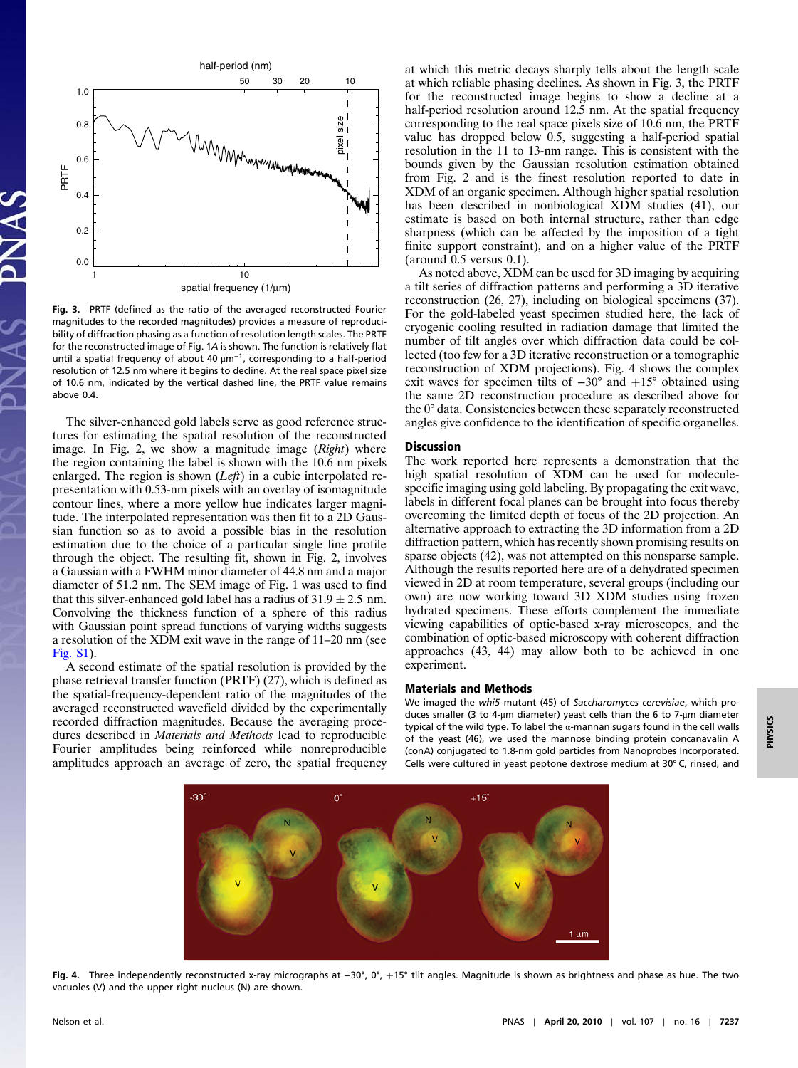half-period (nm)

50 30 20 10

1.0
0.8
0.6
0.4
0.2
0.0

PRTF

pixel size

1 10

spatial frequency (1/μm)

**Fig. 3.** PRTF (defined as the ratio of the averaged reconstructed Fourier magnitudes to the recorded magnitudes) provides a measure of reproducibility of diffraction phasing as a function of resolution length scales. The PRTF for the reconstructed image of Fig. 1A is shown. The function is relatively flat until a spatial frequency of about 40 $\mu m^{-1}$, corresponding to a half-period resolution of 12.5 nm where it begins to decline. At the real space pixel size of 10.6 nm, indicated by the vertical dashed line, the PRTF value remains above 0.4.

The silver-enhanced gold labels serve as good reference structures for estimating the spatial resolution of the reconstructed image. In Fig. 2, we show a magnitude image (*Right*) where the region containing the label is shown with the 10.6 nm pixels enlarged. The region is shown (*Left*) in a cubic interpolated representation with 0.53-nm pixels with an overlay of isomagnitude contour lines, where a more yellow hue indicates larger magnitude. The interpolated representation was then fit to a 2D Gaussian function so as to avoid a possible bias in the resolution estimation due to the choice of a particular single line profile through the object. The resulting fit, shown in Fig. 2, involves a Gaussian with a FWHM minor diameter of 44.8 nm and a major diameter of 51.2 nm. The SEM image of Fig. 1 was used to find that this silver-enhanced gold label has a radius of $31.9 \pm 2.5$ nm. Convolving the thickness function of a sphere of this radius with Gaussian point spread functions of varying widths suggests a resolution of the XDM exit wave in the range of 11–20 nm (see Fig. S1).

A second estimate of the spatial resolution is provided by the phase retrieval transfer function (PRTF) (27), which is defined as the spatial-frequency-dependent ratio of the magnitudes of the averaged reconstructed wavefield divided by the experimentally recorded diffraction magnitudes. Because the averaging procedures described in *Materials and Methods* lead to reproducible Fourier amplitudes being reinforced while nonreproducible amplitudes approach an average of zero, the spatial frequency at which this metric decays sharply tells about the length scale at which reliable phasing declines. As shown in Fig. 3, the PRTF for the reconstructed image begins to show a decline at a half-period resolution around 12.5 nm. At the spatial frequency corresponding to the real space pixels size of 10.6 nm, the PRTF value has dropped below 0.5, suggesting a half-period spatial resolution in the 11 to 13-nm range. This is consistent with the bounds given by the Gaussian resolution estimation obtained from Fig. 2 and is the finest resolution reported to date in XDM of an organic specimen. Although higher spatial resolution has been described in nonbiological XDM studies (41), our estimate is based on both internal structure, rather than edge sharpness (which can be affected by the imposition of a tight finite support constraint), and on a higher value of the PRTF (around 0.5 versus 0.1).

As noted above, XDM can be used for 3D imaging by acquiring a tilt series of diffraction patterns and performing a 3D iterative reconstruction (26, 27), including on biological specimens (37). For the gold-labeled yeast specimen studied here, the lack of cryogenic cooling resulted in radiation damage that limited the number of tilt angles over which diffraction data could be collected (too few for a 3D iterative reconstruction or a tomographic reconstruction of XDM projections). Fig. 4 shows the complex exit waves for specimen tilts of −30° and +15° obtained using the same 2D reconstruction procedure as described above for the 0° data. Consistencies between these separately reconstructed angles give confidence to the identification of specific organelles.

## Discussion

The work reported here represents a demonstration that the high spatial resolution of XDM can be used for molecule-specific imaging using gold labeling. By propagating the exit wave, labels in different focal planes can be brought into focus thereby overcoming the limited depth of focus of the 2D projection. An alternative approach to extracting the 3D information from a 2D diffraction pattern, which has recently shown promising results on sparse objects (42), was not attempted on this nonsparse sample. Although the results reported here are of a dehydrated specimen viewed in 2D at room temperature, several groups (including our own) are now working toward 3D XDM studies using frozen hydrated specimens. These efforts complement the immediate viewing capabilities of optic-based x-ray microscopes, and the combination of optic-based microscopy with coherent diffraction approaches (43, 44) may allow both to be achieved in one experiment.

## Materials and Methods

We imaged the *whi5* mutant (45) of *Saccharomyces cerevisiae*, which produces smaller (3 to 4-μm diameter) yeast cells than the 6 to 7-μm diameter typical of the wild type. To label the α-mannan sugars found in the cell walls of the yeast (46), we used the mannose binding protein concanavalin A (conA) conjugated to 1.8-nm gold particles from Nanoprobes Incorporated. Cells were cultured in yeast peptone dextrose medium at 30° C, rinsed, and

-30° 0° +15°

N V V N V V N V V

1 μm

**Fig. 4.** Three independently reconstructed x-ray micrographs at −30°, 0°, +15° tilt angles. Magnitude is shown as brightness and phase as hue. The two vacuoles (V) and the upper right nucleus (N) are shown.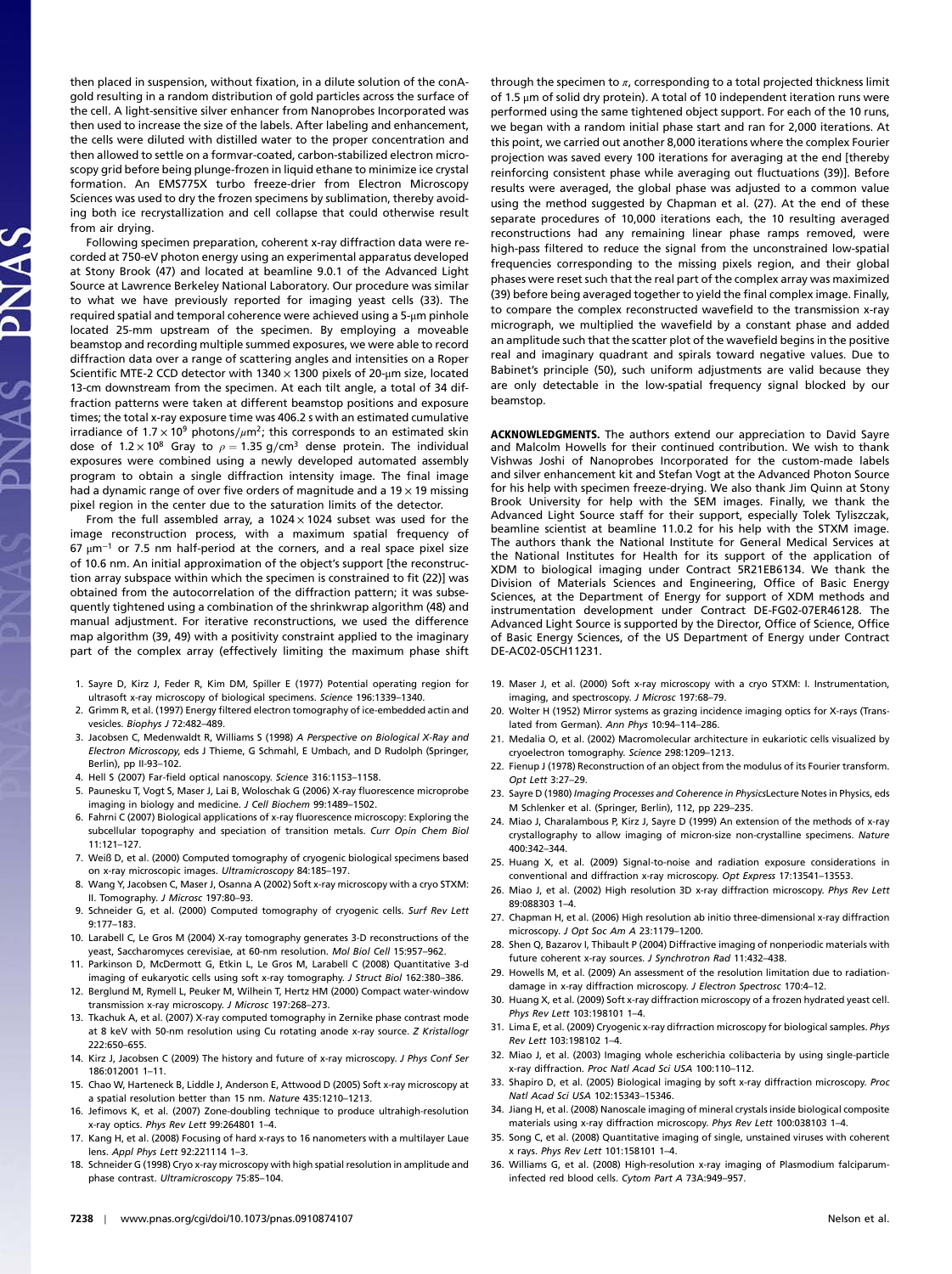then placed in suspension, without fixation, in a dilute solution of the conA-gold resulting in a random distribution of gold particles across the surface of the cell. A light-sensitive silver enhancer from Nanoprobes Incorporated was then used to increase the size of the labels. After labeling and enhancement, the cells were diluted with distilled water to the proper concentration and then allowed to settle on a formvar-coated, carbon-stabilized electron microscopy grid before being plunge-frozen in liquid ethane to minimize ice crystal formation. An EMS775X turbo freeze-drier from Electron Microscopy Sciences was used to dry the frozen specimens by sublimation, thereby avoiding both ice recrystallization and cell collapse that could otherwise result from air drying.

Following specimen preparation, coherent x-ray diffraction data were recorded at 750-eV photon energy using an experimental apparatus developed at Stony Brook (47) and located at beamline 9.0.1 of the Advanced Light Source at Lawrence Berkeley National Laboratory. Our procedure was similar to what we have previously reported for imaging yeast cells (33). The required spatial and temporal coherence were achieved using a 5-μm pinhole located 25-mm upstream of the specimen. By employing a moveable beamstop and recording multiple summed exposures, we were able to record diffraction data over a range of scattering angles and intensities on a Roper Scientific MTE-2 CCD detector with $1340 \times 1300$ pixels of 20-μm size, located 13-cm downstream from the specimen. At each tilt angle, a total of 34 diffraction patterns were taken at different beamstop positions and exposure times; the total x-ray exposure time was 406.2 s with an estimated cumulative irradiance of $1.7 \times 10^9$ photons/$\mu$m$^2$; this corresponds to an estimated skin dose of $1.2 \times 10^8$ Gray to $\rho = 1.35$ g/cm$^3$ dense protein. The individual exposures were combined using a newly developed automated assembly program to obtain a single diffraction intensity image. The final image had a dynamic range of over five orders of magnitude and a $19 \times 19$ missing pixel region in the center due to the saturation limits of the detector.

From the full assembled array, a $1024 \times 1024$ subset was used for the image reconstruction process, with a maximum spatial frequency of 67 μm$^{-1}$ or 7.5 nm half-period at the corners, and a real space pixel size of 10.6 nm. An initial approximation of the object's support [the reconstruction array subspace within which the specimen is constrained to fit (22)] was obtained from the autocorrelation of the diffraction pattern; it was subsequently tightened using a combination of the shrinkwrap algorithm (48) and manual adjustment. For iterative reconstructions, we used the difference map algorithm (39, 49) with a positivity constraint applied to the imaginary part of the complex array (effectively limiting the maximum phase shift through the specimen to $\pi$, corresponding to a total projected thickness limit of 1.5 μm of solid dry protein). A total of 10 independent iteration runs were performed using the same tightened object support. For each of the 10 runs, we began with a random initial phase start and ran for 2,000 iterations. At this point, we carried out another 8,000 iterations where the complex Fourier projection was saved every 100 iterations for averaging at the end [thereby reinforcing consistent phase while averaging out fluctuations (39)]. Before results were averaged, the global phase was adjusted to a common value using the method suggested by Chapman et al. (27). At the end of these separate procedures of 10,000 iterations each, the 10 resulting averaged reconstructions had any remaining linear phase ramps removed, were high-pass filtered to reduce the signal from the unconstrained low-spatial frequencies corresponding to the missing pixels region, and their global phases were reset such that the real part of the complex array was maximized (39) before being averaged together to yield the final complex image. Finally, to compare the complex reconstructed wavefield to the transmission x-ray micrograph, we multiplied the wavefield by a constant phase and added an amplitude such that the scatter plot of the wavefield begins in the positive real and imaginary quadrant and spirals toward negative values. Due to Babinet's principle (50), such uniform adjustments are valid because they are only detectable in the low-spatial frequency signal blocked by our beamstop.

**ACKNOWLEDGMENTS.** The authors extend our appreciation to David Sayre and Malcolm Howells for their continued contribution. We wish to thank Vishwas Joshi of Nanoprobes Incorporated for the custom-made labels and silver enhancement kit and Stefan Vogt at the Advanced Photon Source for his help with specimen freeze-drying. We also thank Jim Quinn at Stony Brook University for help with the SEM images. Finally, we thank the Advanced Light Source staff for their support, especially Tolek Tyliszczak, beamline scientist at beamline 11.0.2 for his help with the STXM image. The authors thank the National Institute for General Medical Services at the National Institutes for Health for its support of the application of XDM to biological imaging under Contract 5R21EB6134. We thank the Division of Materials Sciences and Engineering, Office of Basic Energy Sciences, at the Department of Energy for support of XDM methods and instrumentation development under Contract DE-FG02-07ER46128. The Advanced Light Source is supported by the Director, Office of Science, Office of Basic Energy Sciences, of the US Department of Energy under Contract DE-AC02-05CH11231.

1. Sayre D, Kirz J, Feder R, Kim DM, Spiller E (1977) Potential operating region for ultrasoft x-ray microscopy of biological specimens. *Science* 196:1339–1340.
2. Grimm R, et al. (1997) Energy filtered electron tomography of ice-embedded actin and vesicles. *Biophys J* 72:482–489.
3. Jacobsen C, Medenwaldt R, Williams S (1998) *A Perspective on Biological X-Ray and Electron Microscopy*, eds J Thieme, G Schmahl, E Umbach, and D Rudolph (Springer, Berlin), pp II-93–102.
4. Hell S (2007) Far-field optical nanoscopy. *Science* 316:1153–1158.
5. Paunesku T, Vogt S, Maser J, Lai B, Woloschak G (2006) X-ray fluorescence microprobe imaging in biology and medicine. *J Cell Biochem* 99:1489–1502.
6. Fahrni C (2007) Biological applications of x-ray fluorescence microscopy: Exploring the subcellular topography and speciation of transition metals. *Curr Opin Chem Biol* 11:121–127.
7. Weiß D, et al. (2000) Computed tomography of cryogenic biological specimens based on x-ray microscopic images. *Ultramicroscopy* 84:185–197.
8. Wang Y, Jacobsen C, Maser J, Osanna A (2002) Soft x-ray microscopy with a cryo STXM: II. Tomography. *J Microsc* 197:80–93.
9. Schneider G, et al. (2000) Computed tomography of cryogenic cells. *Surf Rev Lett* 9:177–183.
10. Larabell C, Le Gros M (2004) X-ray tomography generates 3-D reconstructions of the yeast, Saccharomyces cerevisiae, at 60-nm resolution. *Mol Biol Cell* 15:957–962.
11. Parkinson D, McDermott G, Etkin L, Le Gros M, Larabell C (2008) Quantitative 3-d imaging of eukaryotic cells using soft x-ray tomography. *J Struct Biol* 162:380–386.
12. Berglund M, Rymell L, Peuker M, Wilhein T, Hertz HM (2000) Compact water-window transmission x-ray microscopy. *J Microsc* 197:268–273.
13. Tkachuk A, et al. (2007) X-ray computed tomography in Zernike phase contrast mode at 8 keV with 50-nm resolution using Cu rotating anode x-ray source. *Z Kristallogr* 222:650–655.
14. Kirz J, Jacobsen C (2009) The history and future of x-ray microscopy. *J Phys Conf Ser* 186:012001 1–11.
15. Chao W, Harteneck B, Liddle J, Anderson E, Attwood D (2005) Soft x-ray microscopy at a spatial resolution better than 15 nm. *Nature* 435:1210–1213.
16. Jefimovs K, et al. (2007) Zone-doubling technique to produce ultrahigh-resolution x-ray optics. *Phys Rev Lett* 99:264801 1–4.
17. Kang H, et al. (2008) Focusing of hard x-rays to 16 nanometers with a multilayer Laue lens. *Appl Phys Lett* 92:221114 1–3.
18. Schneider G (1998) Cryo x-ray microscopy with high spatial resolution in amplitude and phase contrast. *Ultramicroscopy* 75:85–104.
19. Maser J, et al. (2000) Soft x-ray microscopy with a cryo STXM: I. Instrumentation, imaging, and spectroscopy. *J Microsc* 197:68–79.
20. Wolter H (1952) Mirror systems as grazing incidence imaging optics for X-rays (Translated from German). *Ann Phys* 10:94–114–286.
21. Medalia O, et al. (2002) Macromolecular architecture in eukariotic cells visualized by cryoelectron tomography. *Science* 298:1209–1213.
22. Fienup J (1978) Reconstruction of an object from the modulus of its Fourier transform. *Opt Lett* 3:27–29.
23. Sayre D (1980) *Imaging Processes and Coherence in Physics*Lecture Notes in Physics, eds M Schlenker et al. (Springer, Berlin), 112, pp 229–235.
24. Miao J, Charalambous P, Kirz J, Sayre D (1999) An extension of the methods of x-ray crystallography to allow imaging of micron-size non-crystalline specimens. *Nature* 400:342–344.
25. Huang X, et al. (2009) Signal-to-noise and radiation exposure considerations in conventional and diffraction x-ray microscopy. *Opt Express* 17:13541–13553.
26. Miao J, et al. (2002) High resolution 3D x-ray diffraction microscopy. *Phys Rev Lett* 89:088303 1–4.
27. Chapman H, et al. (2006) High resolution ab initio three-dimensional x-ray diffraction microscopy. *J Opt Soc Am A* 23:1179–1200.
28. Shen Q, Bazarov I, Thibault P (2004) Diffractive imaging of nonperiodic materials with future coherent x-ray sources. *J Synchrotron Rad* 11:432–438.
29. Howells M, et al. (2009) An assessment of the resolution limitation due to radiation-damage in x-ray diffraction microscopy. *J Electron Spectrosc* 170:4–12.
30. Huang X, et al. (2009) Soft x-ray diffraction microscopy of a frozen hydrated yeast cell. *Phys Rev Lett* 103:198101 1–4.
31. Lima E, et al. (2009) Cryogenic x-ray diffraction microscopy for biological samples. *Phys Rev Lett* 103:198102 1–4.
32. Miao J, et al. (2003) Imaging whole escherichia colibacteria by using single-particle x-ray diffraction. *Proc Natl Acad Sci USA* 100:110–112.
33. Shapiro D, et al. (2005) Biological imaging by soft x-ray diffraction microscopy. *Proc Natl Acad Sci USA* 102:15343–15346.
34. Jiang H, et al. (2008) Nanoscale imaging of mineral crystals inside biological composite materials using x-ray diffraction microscopy. *Phys Rev Lett* 100:038103 1–4.
35. Song C, et al. (2008) Quantitative imaging of single, unstained viruses with coherent x rays. *Phys Rev Lett* 101:158101 1–4.
36. Williams G, et al. (2008) High-resolution x-ray imaging of Plasmodium falciparum-infected red blood cells. *Cytom Part A* 73A:949–957.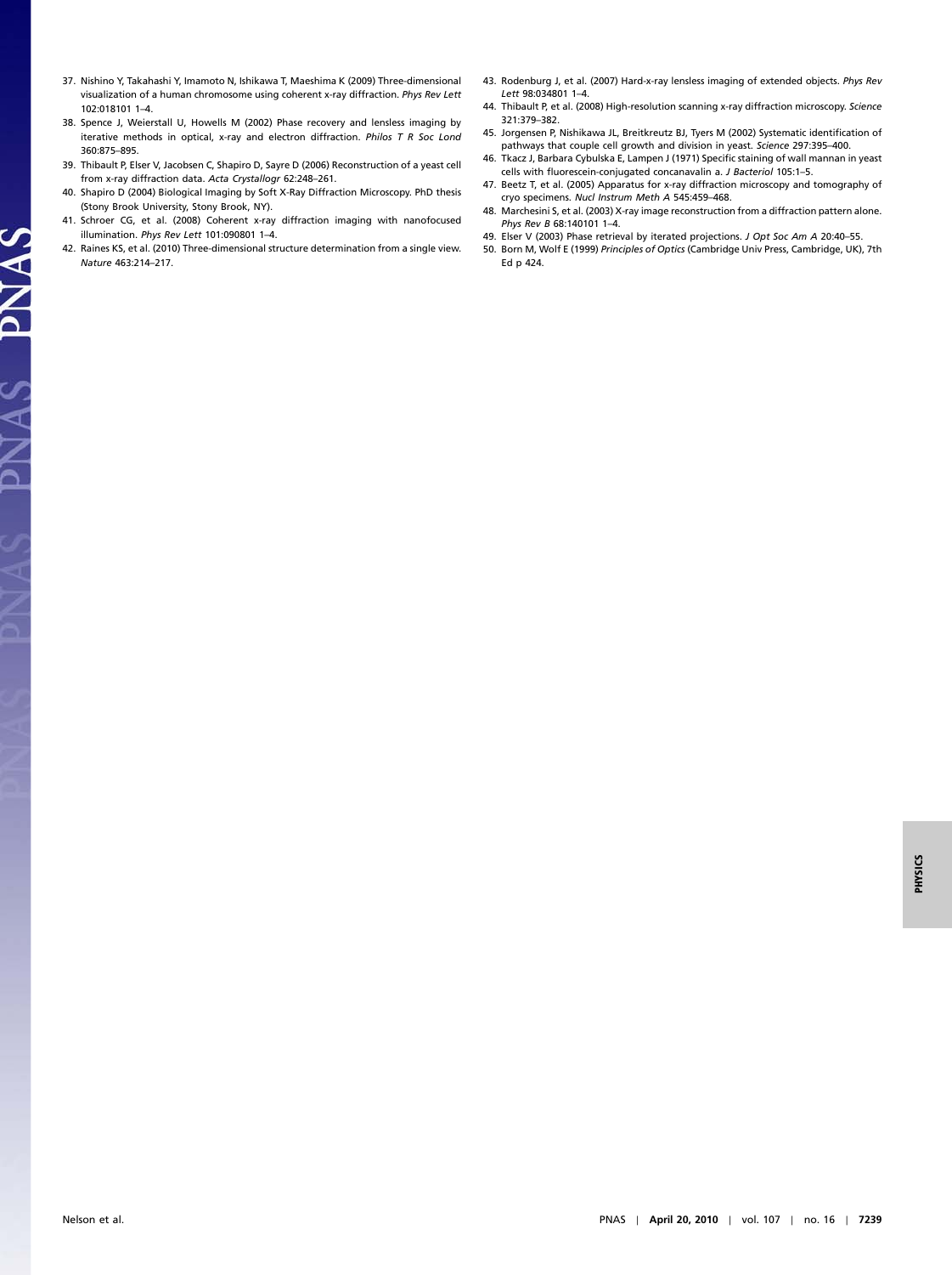37. Nishino Y, Takahashi Y, Imamoto N, Ishikawa T, Maeshima K (2009) Three-dimensional visualization of a human chromosome using coherent x-ray diffraction. *Phys Rev Lett* 102:018101 1–4.
38. Spence J, Weierstall U, Howells M (2002) Phase recovery and lensless imaging by iterative methods in optical, x-ray and electron diffraction. *Philos T R Soc Lond* 360:875–895.
39. Thibault P, Elser V, Jacobsen C, Shapiro D, Sayre D (2006) Reconstruction of a yeast cell from x-ray diffraction data. *Acta Crystallogr* 62:248–261.
40. Shapiro D (2004) Biological Imaging by Soft X-Ray Diffraction Microscopy. PhD thesis (Stony Brook University, Stony Brook, NY).
41. Schroer CG, et al. (2008) Coherent x-ray diffraction imaging with nanofocused illumination. *Phys Rev Lett* 101:090801 1–4.
42. Raines KS, et al. (2010) Three-dimensional structure determination from a single view. *Nature* 463:214–217.
43. Rodenburg J, et al. (2007) Hard-x-ray lensless imaging of extended objects. *Phys Rev Lett* 98:034801 1–4.
44. Thibault P, et al. (2008) High-resolution scanning x-ray diffraction microscopy. *Science* 321:379–382.
45. Jorgensen P, Nishikawa JL, Breitkreutz BJ, Tyers M (2002) Systematic identification of pathways that couple cell growth and division in yeast. *Science* 297:395–400.
46. Tkacz J, Barbara Cybulska E, Lampen J (1971) Specific staining of wall mannan in yeast cells with fluorescein-conjugated concanavalin a. *J Bacteriol* 105:1–5.
47. Beetz T, et al. (2005) Apparatus for x-ray diffraction microscopy and tomography of cryo specimens. *Nucl Instrum Meth A* 545:459–468.
48. Marchesini S, et al. (2003) X-ray image reconstruction from a diffraction pattern alone. *Phys Rev B* 68:140101 1–4.
49. Elser V (2003) Phase retrieval by iterated projections. *J Opt Soc Am A* 20:40–55.
50. Born M, Wolf E (1999) *Principles of Optics* (Cambridge Univ Press, Cambridge, UK), 7th Ed p 424.